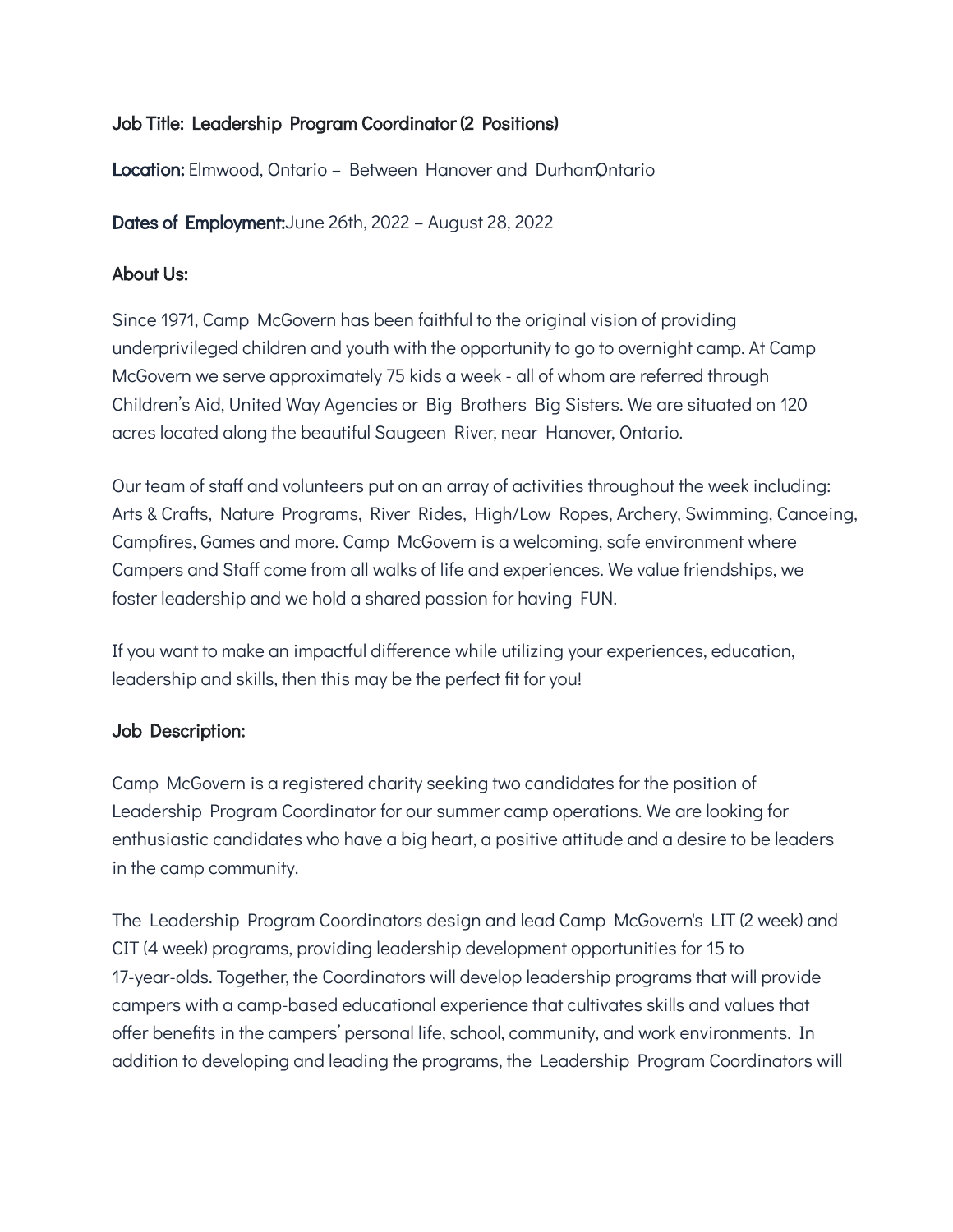**Job Title: Leadership Program Coordinator (2 Positions)**

**Location:** Elmwood, Ontario – Between Hanover and Durham, Ontario

**Dates of Employment:** June 26th, 2022 – August 28, 2022

**About Us:**

Since 1971, Camp McGovern has been faithful to the original vision of providing underprivileged children and youth with the opportunity to go to overnight camp. At Camp McGovern we serve approximately 75 kids a week - all of whom are referred through Children's Aid, United Way Agencies or Big Brothers Big Sisters. We are situated on 120 acres located along the beautiful Saugeen River, near Hanover, Ontario.

Our team of staff and volunteers put on an array of activities throughout the week including: Arts & Crafts, Nature Programs, River Rides, High/Low Ropes, Archery, Swimming, Canoeing, Campfires, Games and more. Camp McGovern is a welcoming, safe environment where Campers and Staff come from all walks of life and experiences. We value friendships, we foster leadership and we hold a shared passion for having FUN.

If you want to make an impactful difference while utilizing your experiences, education, leadership and skills, then this may be the perfect fit for you!

**Job Description:**

Camp McGovern is a registered charity seeking two candidates for the position of Leadership Program Coordinator for our summer camp operations. We are looking for enthusiastic candidates who have a big heart, a positive attitude and a desire to be leaders in the camp community.

The Leadership Program Coordinators design and lead Camp McGovern's LIT (2 week) and CIT (4 week) programs, providing leadership development opportunities for 15 to 17-year-olds. Together, the Coordinators will develop leadership programs that will provide campers with a camp-based educational experience that cultivates skills and values that offer benefits in the campers' personal life, school, community, and work environments. In addition to developing and leading the programs, the Leadership Program Coordinators will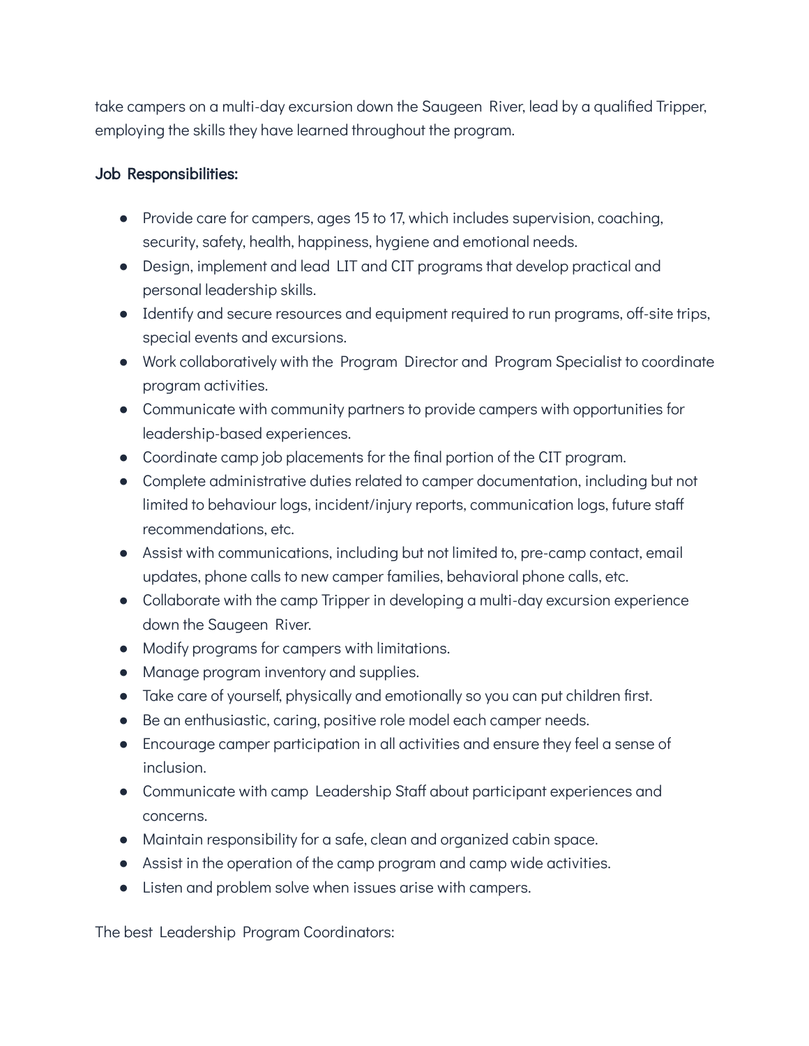take campers on a multi-day excursion down the Saugeen River, lead by a qualified Tripper, employing the skills they have learned throughout the program.

**Job Responsibilities:**

- Provide care for campers, ages 15 to 17, which includes supervision, coaching, security, safety, health, happiness, hygiene and emotional needs.
- Design, implement and lead LIT and CIT programs that develop practical and personal leadership skills.
- Identify and secure resources and equipment required to run programs, off-site trips, special events and excursions.
- Work collaboratively with the Program Director and Program Specialist to coordinate program activities.
- Communicate with community partners to provide campers with opportunities for leadership-based experiences.
- Coordinate camp job placements for the final portion of the CIT program.
- Complete administrative duties related to camper documentation, including but not limited to behaviour logs, incident/injury reports, communication logs, future staff recommendations, etc.
- Assist with communications, including but not limited to, pre-camp contact, email updates, phone calls to new camper families, behavioral phone calls, etc.
- Collaborate with the camp Tripper in developing a multi-day excursion experience down the Saugeen River.
- Modify programs for campers with limitations.
- Manage program inventory and supplies.
- Take care of yourself, physically and emotionally so you can put children first.
- Be an enthusiastic, caring, positive role model each camper needs.
- Encourage camper participation in all activities and ensure they feel a sense of inclusion.
- Communicate with camp Leadership Staff about participant experiences and concerns.
- Maintain responsibility for a safe, clean and organized cabin space.
- Assist in the operation of the camp program and camp wide activities.
- Listen and problem solve when issues arise with campers.

The best Leadership Program Coordinators: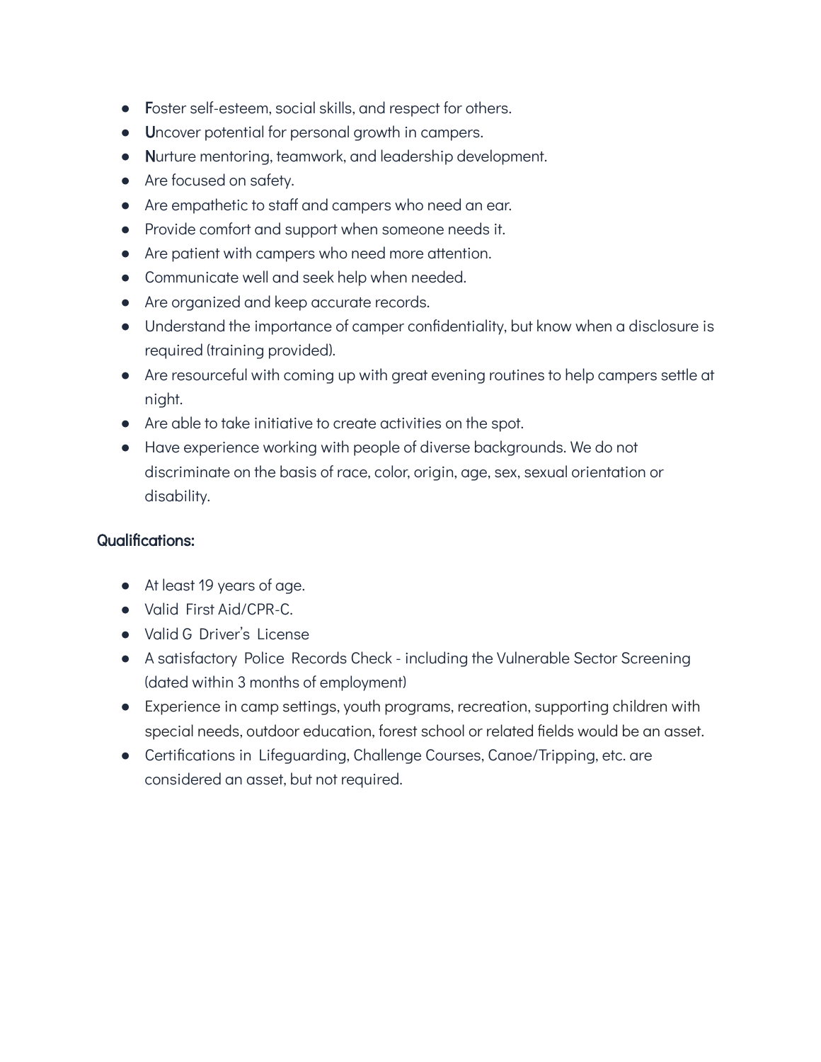- **F**oster self-esteem, social skills, and respect for others.
- **U**ncover potential for personal growth in campers.
- **N**urture mentoring, teamwork, and leadership development.
- Are focused on safety.
- Are empathetic to staff and campers who need an ear.
- Provide comfort and support when someone needs it.
- Are patient with campers who need more attention.
- Communicate well and seek help when needed.
- Are organized and keep accurate records.
- Understand the importance of camper confidentiality, but know when a disclosure is required (training provided).
- Are resourceful with coming up with great evening routines to help campers settle at night.
- Are able to take initiative to create activities on the spot.
- Have experience working with people of diverse backgrounds. We do not discriminate on the basis of race, color, origin, age, sex, sexual orientation or disability.

**Qualifications:**

- At least 19 years of age.
- Valid First Aid/CPR-C.
- Valid G Driver's License
- A satisfactory Police Records Check - including the Vulnerable Sector Screening (dated within 3 months of employment)
- Experience in camp settings, youth programs, recreation, supporting children with special needs, outdoor education, forest school or related fields would be an asset.
- Certifications in Lifeguarding, Challenge Courses, Canoe/Tripping, etc. are considered an asset, but not required.